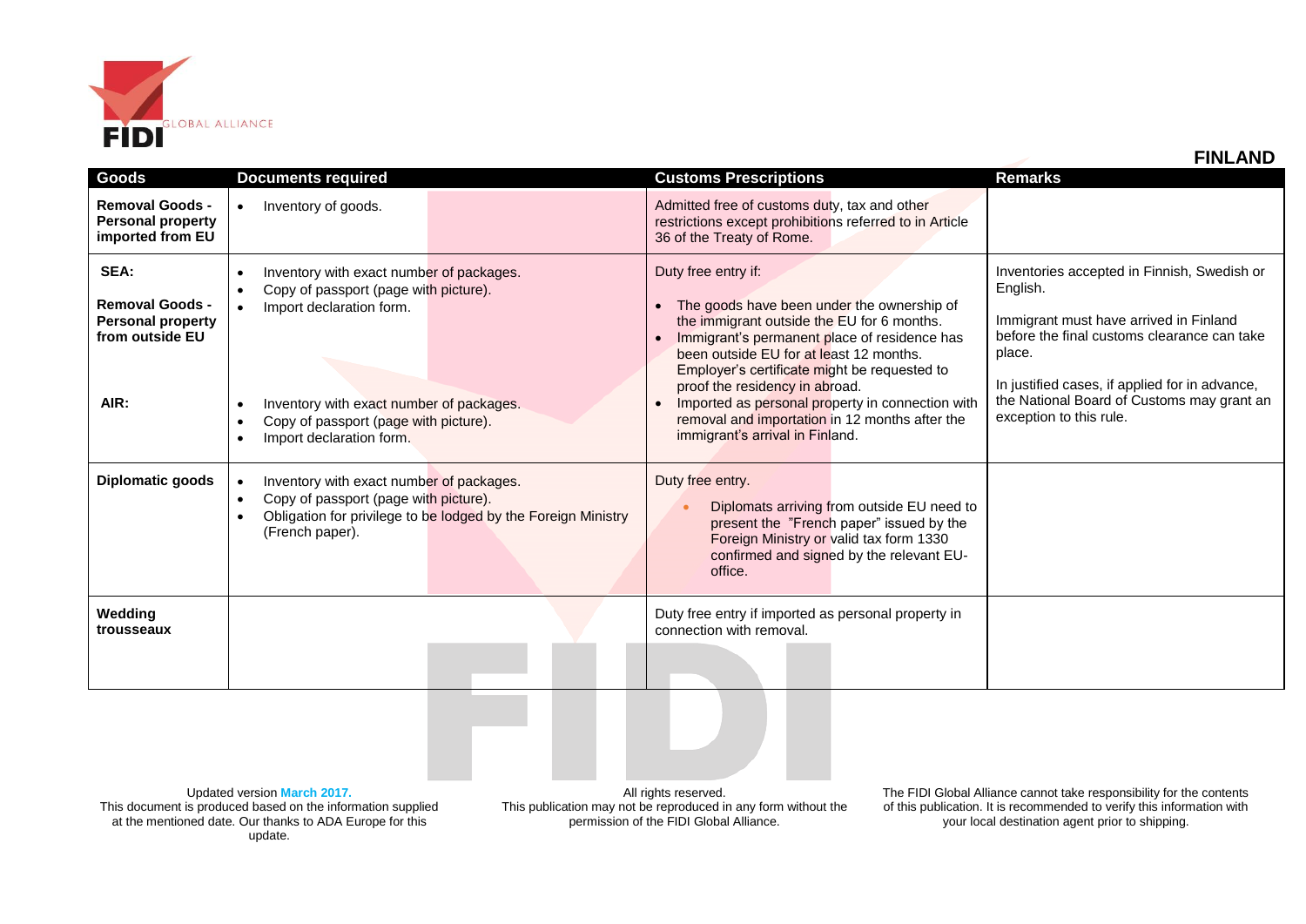# FINLAND

| Goods | Documents required | Customs Prescriptions | Remarks |
|---|---|---|---|
| **Removal Goods - Personal property imported from EU** | • Inventory of goods. | Admitted free of customs duty, tax and other restrictions except prohibitions referred to in Article 36 of the Treaty of Rome. | |
| **SEA:** **Removal Goods - Personal property from outside EU** **AIR:** | SEA: • Inventory with exact number of packages. • Copy of passport (page with picture). • Import declaration form. AIR: • Inventory with exact number of packages. • Copy of passport (page with picture). • Import declaration form. | Duty free entry if: • The goods have been under the ownership of the immigrant outside the EU for 6 months. • Immigrant's permanent place of residence has been outside EU for at least 12 months. Employer's certificate might be requested to proof the residency in abroad. • Imported as personal property in connection with removal and importation in 12 months after the immigrant's arrival in Finland. | Inventories accepted in Finnish, Swedish or English. Immigrant must have arrived in Finland before the final customs clearance can take place. In justified cases, if applied for in advance, the National Board of Customs may grant an exception to this rule. |
| **Diplomatic goods** | • Inventory with exact number of packages. • Copy of passport (page with picture). • Obligation for privilege to be lodged by the Foreign Ministry (French paper). | Duty free entry. • Diplomats arriving from outside EU need to present the "French paper" issued by the Foreign Ministry or valid tax form 1330 confirmed and signed by the relevant EU-office. | |
| **Wedding trousseaux** | | Duty free entry if imported as personal property in connection with removal. | |

Updated version March 2017.
This document is produced based on the information supplied at the mentioned date. Our thanks to ADA Europe for this update.

All rights reserved.
This publication may not be reproduced in any form without the permission of the FIDI Global Alliance.

The FIDI Global Alliance cannot take responsibility for the contents of this publication. It is recommended to verify this information with your local destination agent prior to shipping.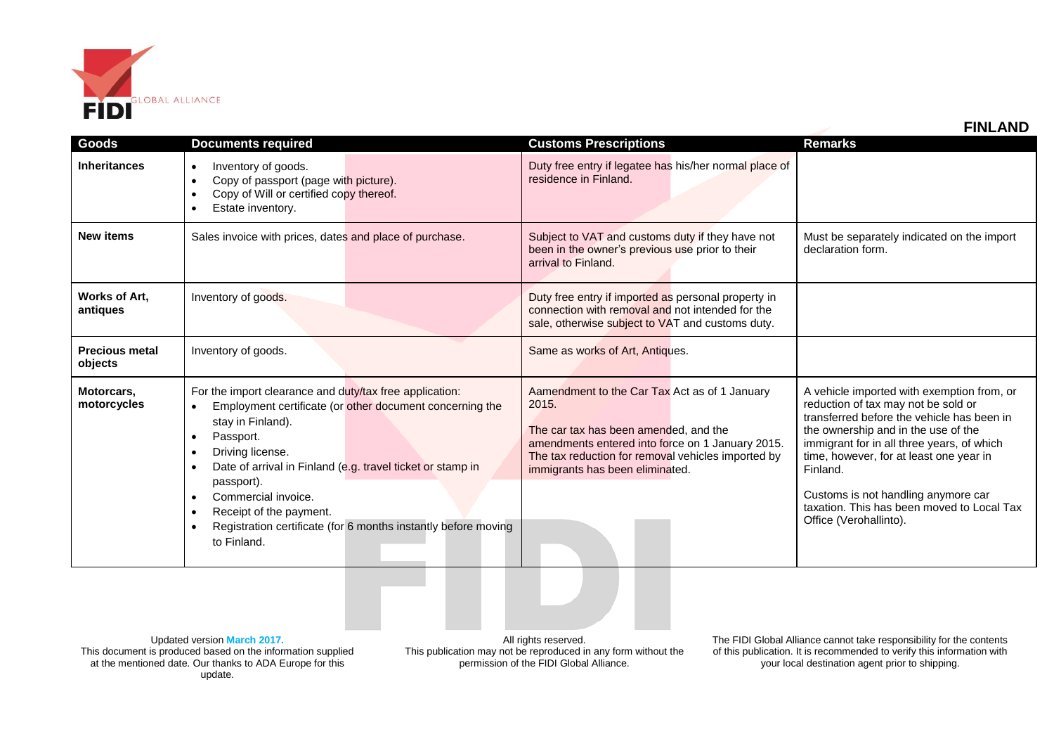## FINLAND

| Goods | Documents required | Customs Prescriptions | Remarks |
|---|---|---|---|
| **Inheritances** | • Inventory of goods.<br>• Copy of passport (page with picture).<br>• Copy of Will or certified copy thereof.<br>• Estate inventory. | Duty free entry if legatee has his/her normal place of residence in Finland. | |
| **New items** | Sales invoice with prices, dates and place of purchase. | Subject to VAT and customs duty if they have not been in the owner's previous use prior to their arrival to Finland. | Must be separately indicated on the import declaration form. |
| **Works of Art, antiques** | Inventory of goods. | Duty free entry if imported as personal property in connection with removal and not intended for the sale, otherwise subject to VAT and customs duty. | |
| **Precious metal objects** | Inventory of goods. | Same as works of Art, Antiques. | |
| **Motorcars, motorcycles** | For the import clearance and duty/tax free application:<br>• Employment certificate (or other document concerning the stay in Finland).<br>• Passport.<br>• Driving license.<br>• Date of arrival in Finland (e.g. travel ticket or stamp in passport).<br>• Commercial invoice.<br>• Receipt of the payment.<br>• Registration certificate (for 6 months instantly before moving to Finland. | Aamendment to the Car Tax Act as of 1 January 2015.<br><br>The car tax has been amended, and the amendments entered into force on 1 January 2015. The tax reduction for removal vehicles imported by immigrants has been eliminated. | A vehicle imported with exemption from, or reduction of tax may not be sold or transferred before the vehicle has been in the ownership and in the use of the immigrant for in all three years, of which time, however, for at least one year in Finland.<br><br>Customs is not handling anymore car taxation. This has been moved to Local Tax Office (Verohallinto). |

Updated version March 2017.
This document is produced based on the information supplied at the mentioned date. Our thanks to ADA Europe for this update.

All rights reserved.
This publication may not be reproduced in any form without the permission of the FIDI Global Alliance.

The FIDI Global Alliance cannot take responsibility for the contents of this publication. It is recommended to verify this information with your local destination agent prior to shipping.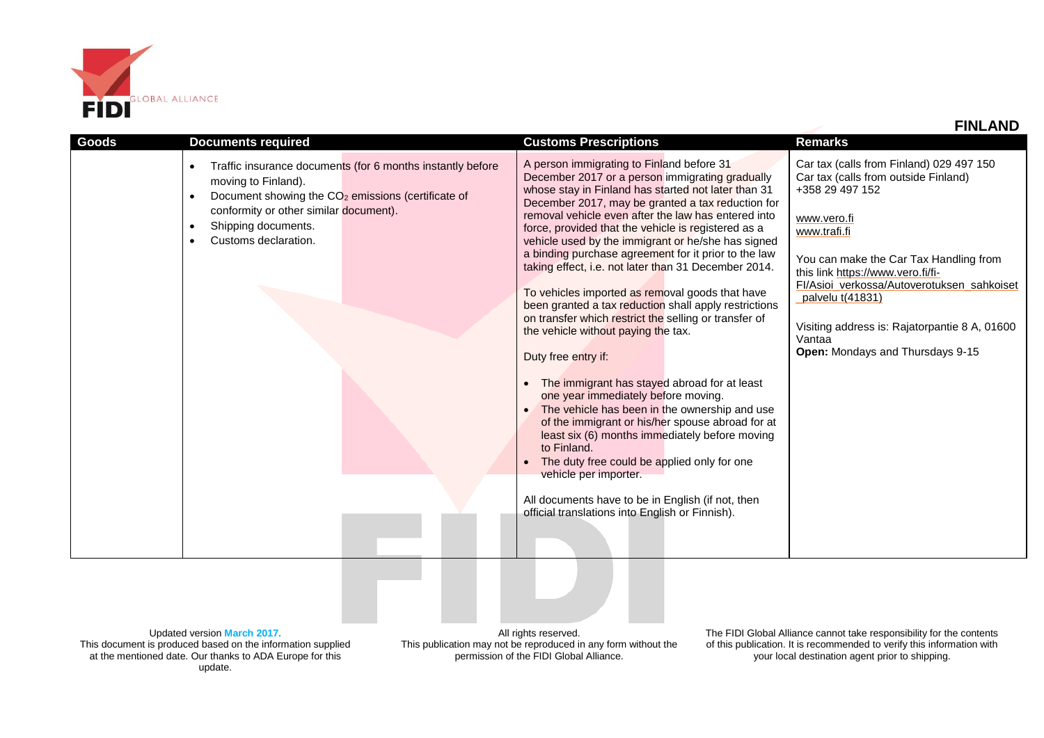## FINLAND

| Goods | Documents required | Customs Prescriptions | Remarks |
|---|---|---|---|
| | • Traffic insurance documents (for 6 months instantly before moving to Finland).<br>• Document showing the $CO_2$ emissions (certificate of conformity or other similar document).<br>• Shipping documents.<br>• Customs declaration. | A person immigrating to Finland before 31 December 2017 or a person immigrating gradually whose stay in Finland has started not later than 31 December 2017, may be granted a tax reduction for removal vehicle even after the law has entered into force, provided that the vehicle is registered as a vehicle used by the immigrant or he/she has signed a binding purchase agreement for it prior to the law taking effect, i.e. not later than 31 December 2014.<br><br>To vehicles imported as removal goods that have been granted a tax reduction shall apply restrictions on transfer which restrict the selling or transfer of the vehicle without paying the tax.<br><br>Duty free entry if:<br><br>• The immigrant has stayed abroad for at least one year immediately before moving.<br>• The vehicle has been in the ownership and use of the immigrant or his/her spouse abroad for at least six (6) months immediately before moving to Finland.<br>• The duty free could be applied only for one vehicle per importer.<br><br>All documents have to be in English (if not, then official translations into English or Finnish). | Car tax (calls from Finland) 029 497 150<br>Car tax (calls from outside Finland) +358 29 497 152<br><br>www.vero.fi<br>www.trafi.fi<br><br>You can make the Car Tax Handling from this link https://www.vero.fi/fi-FI/Asioi_verkossa/Autoverotuksen_sahkoiset_palvelu t(41831)<br><br>Visiting address is: Rajatorpantie 8 A, 01600 Vantaa<br>**Open:** Mondays and Thursdays 9-15 |

Updated version March 2017.
This document is produced based on the information supplied at the mentioned date. Our thanks to ADA Europe for this update.

All rights reserved.
This publication may not be reproduced in any form without the permission of the FIDI Global Alliance.

The FIDI Global Alliance cannot take responsibility for the contents of this publication. It is recommended to verify this information with your local destination agent prior to shipping.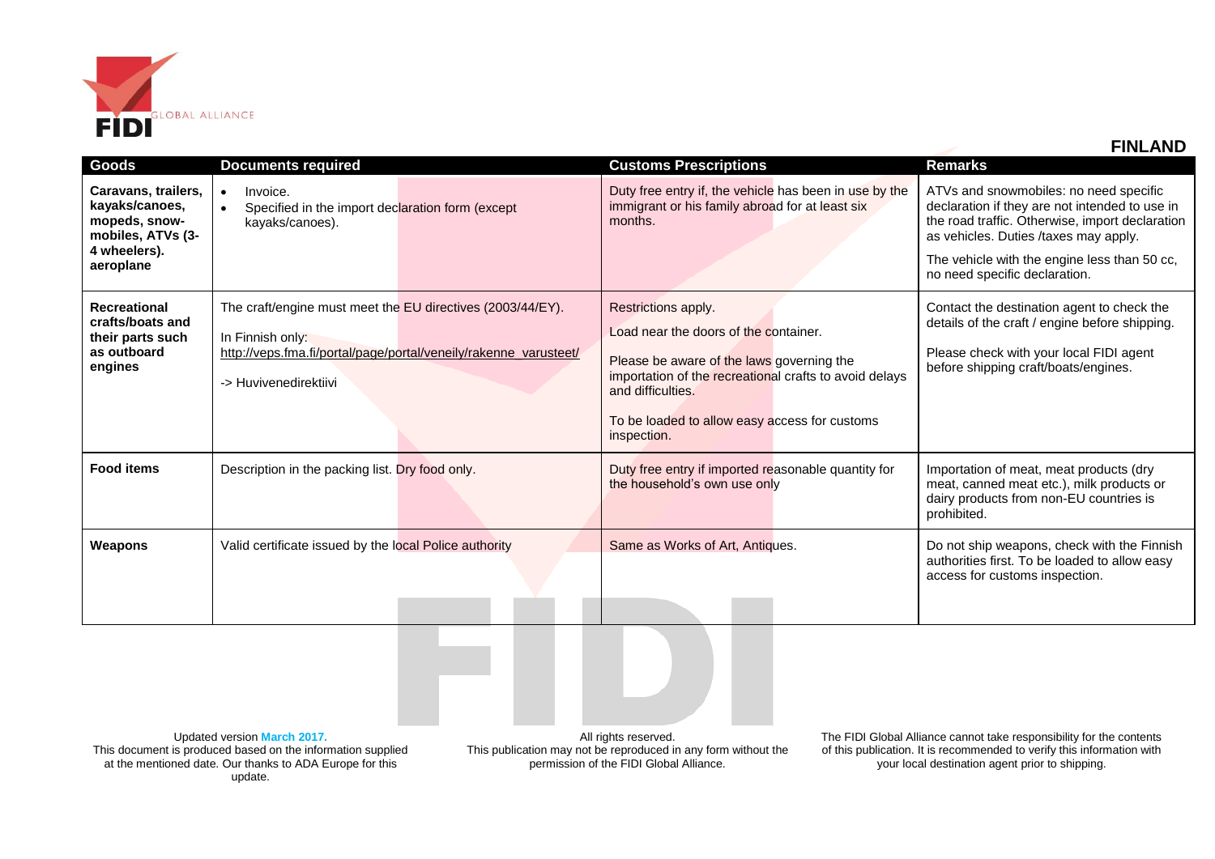## FINLAND

| Goods | Documents required | Customs Prescriptions | Remarks |
|---|---|---|---|
| **Caravans, trailers, kayaks/canoes, mopeds, snow-mobiles, ATVs (3-4 wheelers). aeroplane** | • Invoice.<br>• Specified in the import declaration form (except kayaks/canoes). | Duty free entry if, the vehicle has been in use by the immigrant or his family abroad for at least six months. | ATVs and snowmobiles: no need specific declaration if they are not intended to use in the road traffic. Otherwise, import declaration as vehicles. Duties /taxes may apply.<br>The vehicle with the engine less than 50 cc, no need specific declaration. |
| **Recreational crafts/boats and their parts such as outboard engines** | The craft/engine must meet the EU directives (2003/44/EY).<br>In Finnish only:<br>http://veps.fma.fi/portal/page/portal/veneily/rakenne_varusteet/<br>-> Huvivenedirektiivi | Restrictions apply.<br>Load near the doors of the container.<br>Please be aware of the laws governing the importation of the recreational crafts to avoid delays and difficulties.<br>To be loaded to allow easy access for customs inspection. | Contact the destination agent to check the details of the craft / engine before shipping.<br>Please check with your local FIDI agent before shipping craft/boats/engines. |
| **Food items** | Description in the packing list. Dry food only. | Duty free entry if imported reasonable quantity for the household's own use only | Importation of meat, meat products (dry meat, canned meat etc.), milk products or dairy products from non-EU countries is prohibited. |
| **Weapons** | Valid certificate issued by the local Police authority | Same as Works of Art, Antiques. | Do not ship weapons, check with the Finnish authorities first. To be loaded to allow easy access for customs inspection. |

Updated version March 2017.
This document is produced based on the information supplied at the mentioned date. Our thanks to ADA Europe for this update.

All rights reserved.
This publication may not be reproduced in any form without the permission of the FIDI Global Alliance.

The FIDI Global Alliance cannot take responsibility for the contents of this publication. It is recommended to verify this information with your local destination agent prior to shipping.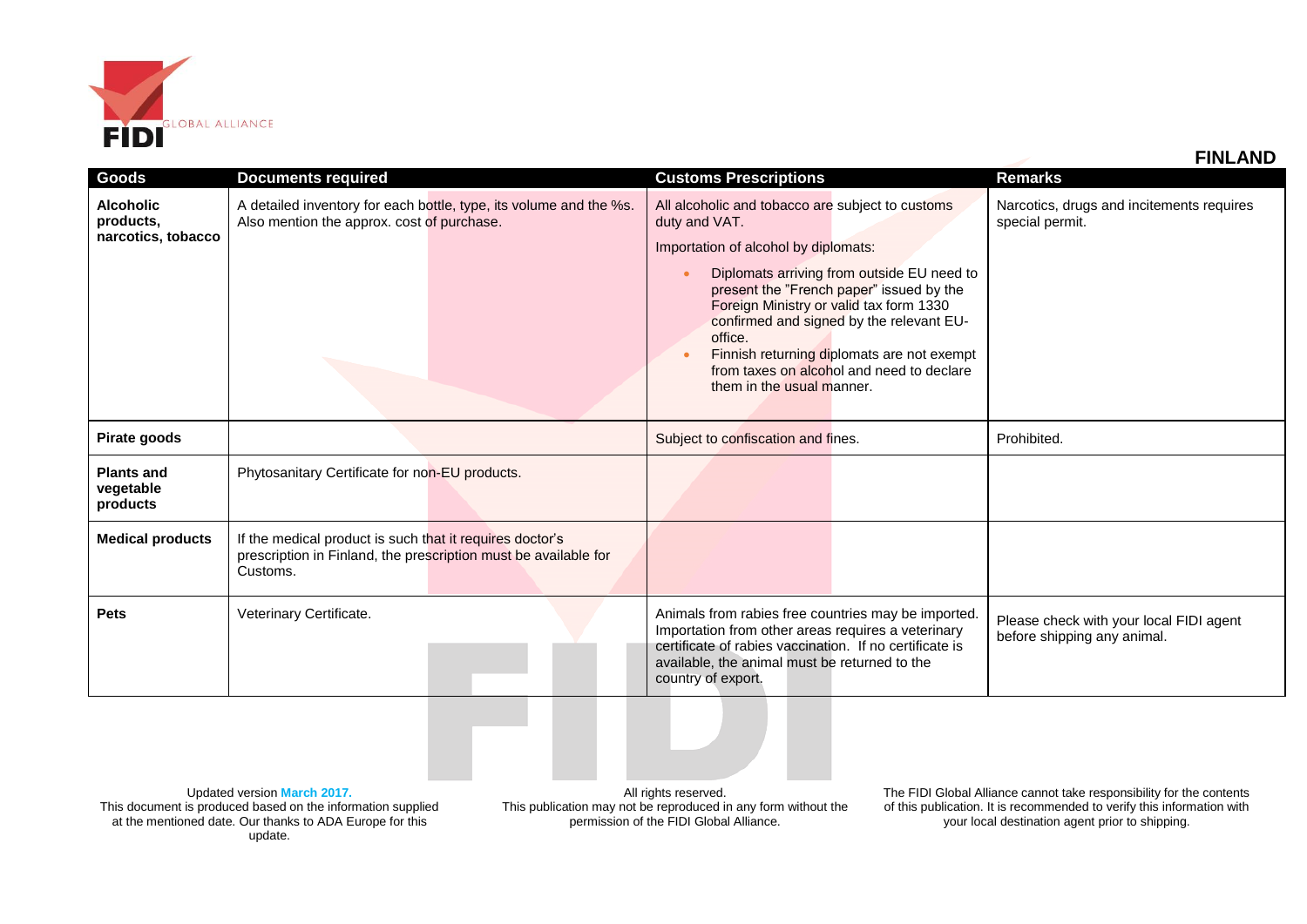## FINLAND

| Goods | Documents required | Customs Prescriptions | Remarks |
|---|---|---|---|
| **Alcoholic products, narcotics, tobacco** | A detailed inventory for each bottle, type, its volume and the %s. Also mention the approx. cost of purchase. | All alcoholic and tobacco are subject to customs duty and VAT.<br><br>Importation of alcohol by diplomats:<br>• Diplomats arriving from outside EU need to present the "French paper" issued by the Foreign Ministry or valid tax form 1330 confirmed and signed by the relevant EU-office.<br>• Finnish returning diplomats are not exempt from taxes on alcohol and need to declare them in the usual manner. | Narcotics, drugs and incitements requires special permit. |
| **Pirate goods** | | Subject to confiscation and fines. | Prohibited. |
| **Plants and vegetable products** | Phytosanitary Certificate for non-EU products. | | |
| **Medical products** | If the medical product is such that it requires doctor's prescription in Finland, the prescription must be available for Customs. | | |
| **Pets** | Veterinary Certificate. | Animals from rabies free countries may be imported. Importation from other areas requires a veterinary certificate of rabies vaccination. If no certificate is available, the animal must be returned to the country of export. | Please check with your local FIDI agent before shipping any animal. |

Updated version March 2017.
This document is produced based on the information supplied at the mentioned date. Our thanks to ADA Europe for this update.

All rights reserved.
This publication may not be reproduced in any form without the permission of the FIDI Global Alliance.

The FIDI Global Alliance cannot take responsibility for the contents of this publication. It is recommended to verify this information with your local destination agent prior to shipping.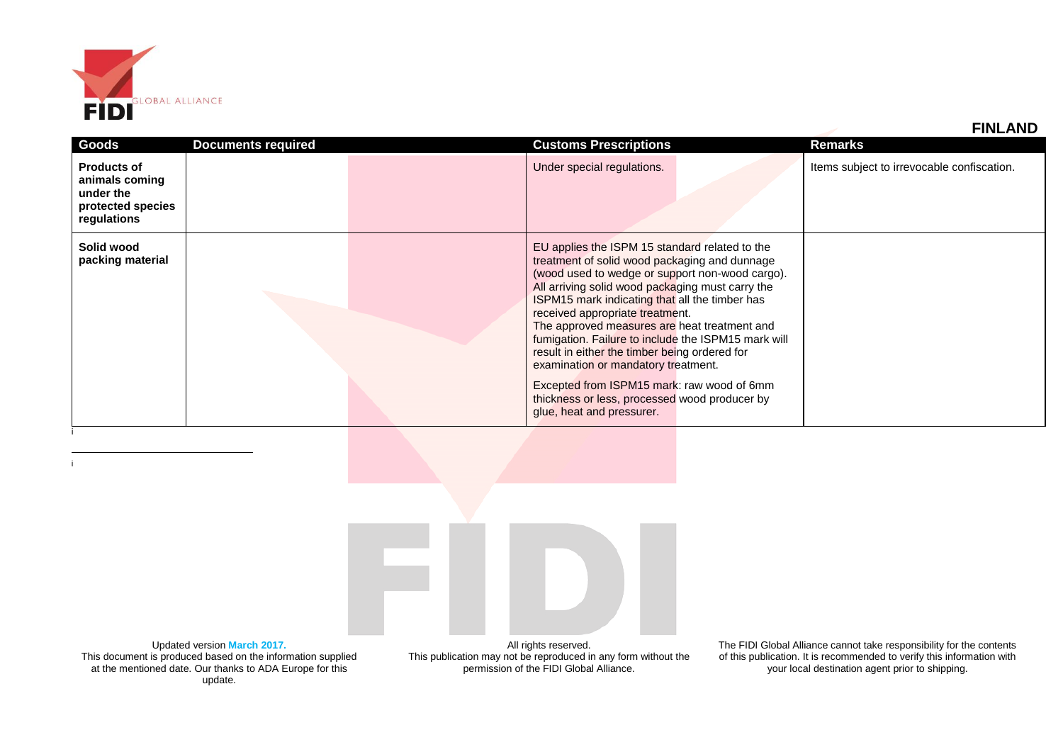## FINLAND

| Goods | Documents required | Customs Prescriptions | Remarks |
|---|---|---|---|
| **Products of animals coming under the protected species regulations** | | Under special regulations. | Items subject to irrevocable confiscation. |
| **Solid wood packing material** | | EU applies the ISPM 15 standard related to the treatment of solid wood packaging and dunnage (wood used to wedge or support non-wood cargo). All arriving solid wood packaging must carry the ISPM15 mark indicating that all the timber has received appropriate treatment. The approved measures are heat treatment and fumigation. Failure to include the ISPM15 mark will result in either the timber being ordered for examination or mandatory treatment.<br><br>Excepted from ISPM15 mark: raw wood of 6mm thickness or less, processed wood producer by glue, heat and pressurer. | |

i

i